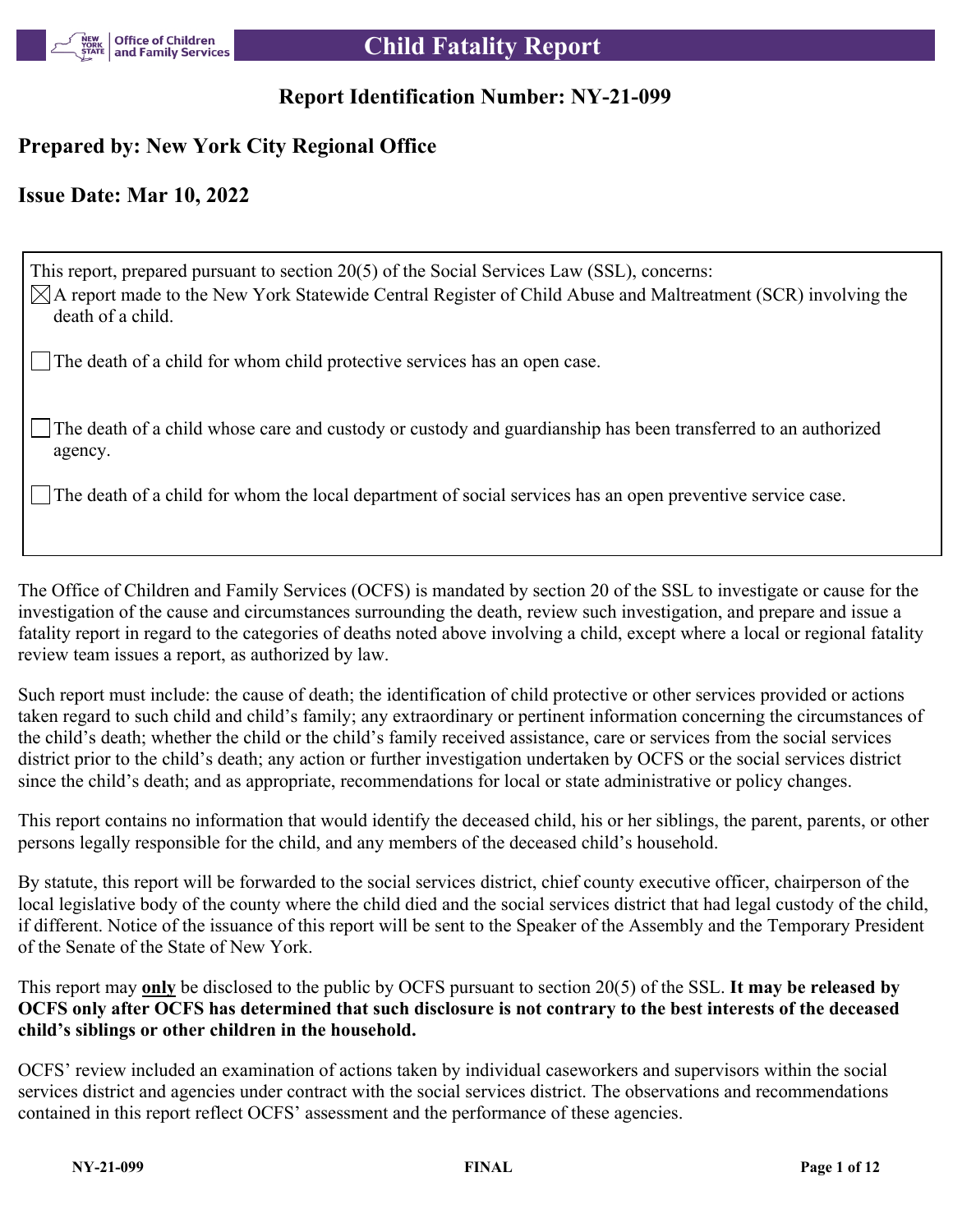# Child Fatality Report

## Report Identification Number: NY-21-099

## Prepared by: New York City Regional Office

## Issue Date: Mar 10, 2022

This report, prepared pursuant to section 20(5) of the Social Services Law (SSL), concerns:

- [x] A report made to the New York Statewide Central Register of Child Abuse and Maltreatment (SCR) involving the death of a child.
- [ ] The death of a child for whom child protective services has an open case.
- [ ] The death of a child whose care and custody or custody and guardianship has been transferred to an authorized agency.
- [ ] The death of a child for whom the local department of social services has an open preventive service case.

The Office of Children and Family Services (OCFS) is mandated by section 20 of the SSL to investigate or cause for the investigation of the cause and circumstances surrounding the death, review such investigation, and prepare and issue a fatality report in regard to the categories of deaths noted above involving a child, except where a local or regional fatality review team issues a report, as authorized by law.

Such report must include: the cause of death; the identification of child protective or other services provided or actions taken regard to such child and child's family; any extraordinary or pertinent information concerning the circumstances of the child's death; whether the child or the child's family received assistance, care or services from the social services district prior to the child's death; any action or further investigation undertaken by OCFS or the social services district since the child's death; and as appropriate, recommendations for local or state administrative or policy changes.

This report contains no information that would identify the deceased child, his or her siblings, the parent, parents, or other persons legally responsible for the child, and any members of the deceased child's household.

By statute, this report will be forwarded to the social services district, chief county executive officer, chairperson of the local legislative body of the county where the child died and the social services district that had legal custody of the child, if different. Notice of the issuance of this report will be sent to the Speaker of the Assembly and the Temporary President of the Senate of the State of New York.

This report may **only** be disclosed to the public by OCFS pursuant to section 20(5) of the SSL. **It may be released by OCFS only after OCFS has determined that such disclosure is not contrary to the best interests of the deceased child's siblings or other children in the household.**

OCFS' review included an examination of actions taken by individual caseworkers and supervisors within the social services district and agencies under contract with the social services district. The observations and recommendations contained in this report reflect OCFS' assessment and the performance of these agencies.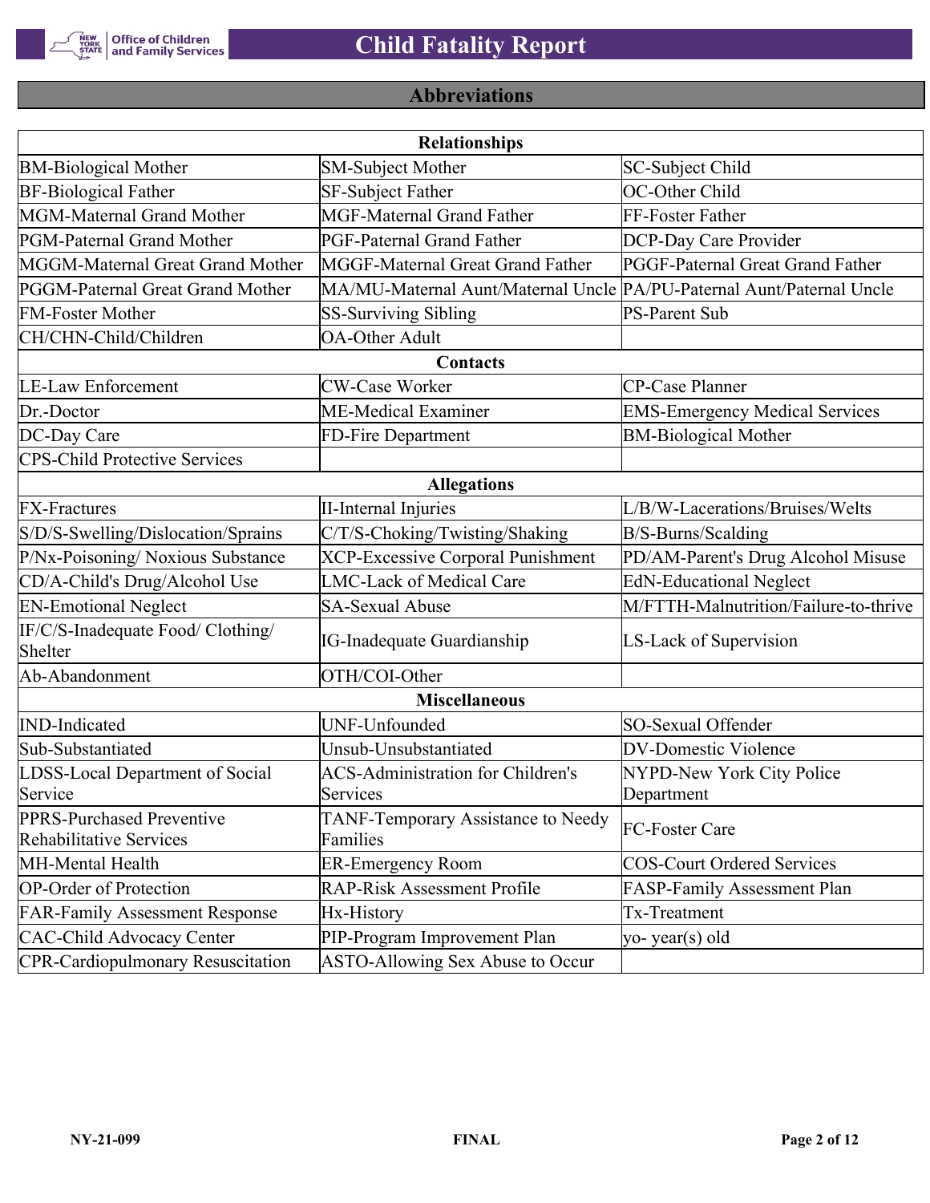## Abbreviations

| Relationships | | |
|---|---|---|
| BM-Biological Mother | SM-Subject Mother | SC-Subject Child |
| BF-Biological Father | SF-Subject Father | OC-Other Child |
| MGM-Maternal Grand Mother | MGF-Maternal Grand Father | FF-Foster Father |
| PGM-Paternal Grand Mother | PGF-Paternal Grand Father | DCP-Day Care Provider |
| MGGM-Maternal Great Grand Mother | MGGF-Maternal Great Grand Father | PGGF-Paternal Great Grand Father |
| PGGM-Paternal Great Grand Mother | MA/MU-Maternal Aunt/Maternal Uncle | PA/PU-Paternal Aunt/Paternal Uncle |
| FM-Foster Mother | SS-Surviving Sibling | PS-Parent Sub |
| CH/CHN-Child/Children | OA-Other Adult | |
| **Contacts** | | |
| LE-Law Enforcement | CW-Case Worker | CP-Case Planner |
| Dr.-Doctor | ME-Medical Examiner | EMS-Emergency Medical Services |
| DC-Day Care | FD-Fire Department | BM-Biological Mother |
| CPS-Child Protective Services | | |
| **Allegations** | | |
| FX-Fractures | II-Internal Injuries | L/B/W-Lacerations/Bruises/Welts |
| S/D/S-Swelling/Dislocation/Sprains | C/T/S-Choking/Twisting/Shaking | B/S-Burns/Scalding |
| P/Nx-Poisoning/ Noxious Substance | XCP-Excessive Corporal Punishment | PD/AM-Parent's Drug Alcohol Misuse |
| CD/A-Child's Drug/Alcohol Use | LMC-Lack of Medical Care | EdN-Educational Neglect |
| EN-Emotional Neglect | SA-Sexual Abuse | M/FTTH-Malnutrition/Failure-to-thrive |
| IF/C/S-Inadequate Food/ Clothing/ Shelter | IG-Inadequate Guardianship | LS-Lack of Supervision |
| Ab-Abandonment | OTH/COI-Other | |
| **Miscellaneous** | | |
| IND-Indicated | UNF-Unfounded | SO-Sexual Offender |
| Sub-Substantiated | Unsub-Unsubstantiated | DV-Domestic Violence |
| LDSS-Local Department of Social Service | ACS-Administration for Children's Services | NYPD-New York City Police Department |
| PPRS-Purchased Preventive Rehabilitative Services | TANF-Temporary Assistance to Needy Families | FC-Foster Care |
| MH-Mental Health | ER-Emergency Room | COS-Court Ordered Services |
| OP-Order of Protection | RAP-Risk Assessment Profile | FASP-Family Assessment Plan |
| FAR-Family Assessment Response | Hx-History | Tx-Treatment |
| CAC-Child Advocacy Center | PIP-Program Improvement Plan | yo- year(s) old |
| CPR-Cardiopulmonary Resuscitation | ASTO-Allowing Sex Abuse to Occur | |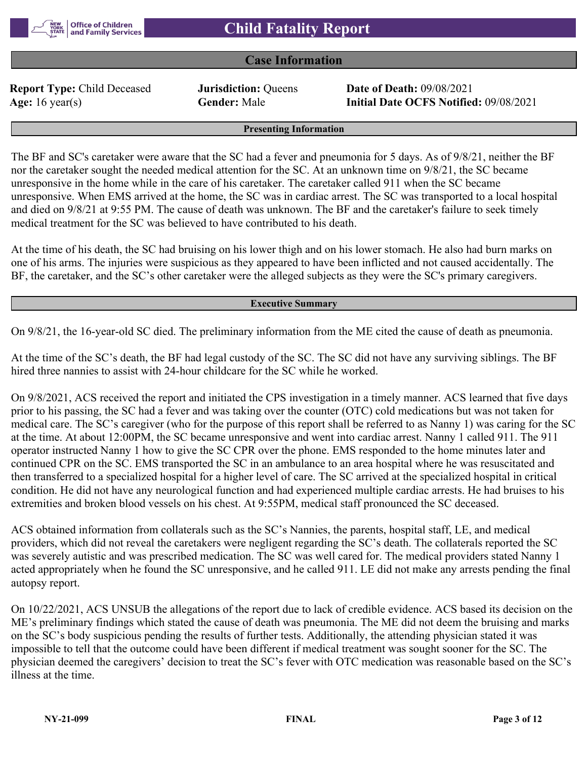# Child Fatality Report

## Case Information

**Report Type:** Child Deceased **Jurisdiction:** Queens **Date of Death:** 09/08/2021
**Age:** 16 year(s) **Gender:** Male **Initial Date OCFS Notified:** 09/08/2021

### Presenting Information

The BF and SC's caretaker were aware that the SC had a fever and pneumonia for 5 days. As of 9/8/21, neither the BF nor the caretaker sought the needed medical attention for the SC. At an unknown time on 9/8/21, the SC became unresponsive in the home while in the care of his caretaker. The caretaker called 911 when the SC became unresponsive. When EMS arrived at the home, the SC was in cardiac arrest. The SC was transported to a local hospital and died on 9/8/21 at 9:55 PM. The cause of death was unknown. The BF and the caretaker's failure to seek timely medical treatment for the SC was believed to have contributed to his death.

At the time of his death, the SC had bruising on his lower thigh and on his lower stomach. He also had burn marks on one of his arms. The injuries were suspicious as they appeared to have been inflicted and not caused accidentally. The BF, the caretaker, and the SC's other caretaker were the alleged subjects as they were the SC's primary caregivers.

### Executive Summary

On 9/8/21, the 16-year-old SC died. The preliminary information from the ME cited the cause of death as pneumonia.

At the time of the SC's death, the BF had legal custody of the SC. The SC did not have any surviving siblings. The BF hired three nannies to assist with 24-hour childcare for the SC while he worked.

On 9/8/2021, ACS received the report and initiated the CPS investigation in a timely manner. ACS learned that five days prior to his passing, the SC had a fever and was taking over the counter (OTC) cold medications but was not taken for medical care. The SC's caregiver (who for the purpose of this report shall be referred to as Nanny 1) was caring for the SC at the time. At about 12:00PM, the SC became unresponsive and went into cardiac arrest. Nanny 1 called 911. The 911 operator instructed Nanny 1 how to give the SC CPR over the phone. EMS responded to the home minutes later and continued CPR on the SC. EMS transported the SC in an ambulance to an area hospital where he was resuscitated and then transferred to a specialized hospital for a higher level of care. The SC arrived at the specialized hospital in critical condition. He did not have any neurological function and had experienced multiple cardiac arrests. He had bruises to his extremities and broken blood vessels on his chest. At 9:55PM, medical staff pronounced the SC deceased.

ACS obtained information from collaterals such as the SC's Nannies, the parents, hospital staff, LE, and medical providers, which did not reveal the caretakers were negligent regarding the SC's death. The collaterals reported the SC was severely autistic and was prescribed medication. The SC was well cared for. The medical providers stated Nanny 1 acted appropriately when he found the SC unresponsive, and he called 911. LE did not make any arrests pending the final autopsy report.

On 10/22/2021, ACS UNSUB the allegations of the report due to lack of credible evidence. ACS based its decision on the ME's preliminary findings which stated the cause of death was pneumonia. The ME did not deem the bruising and marks on the SC's body suspicious pending the results of further tests. Additionally, the attending physician stated it was impossible to tell that the outcome could have been different if medical treatment was sought sooner for the SC. The physician deemed the caregivers' decision to treat the SC's fever with OTC medication was reasonable based on the SC's illness at the time.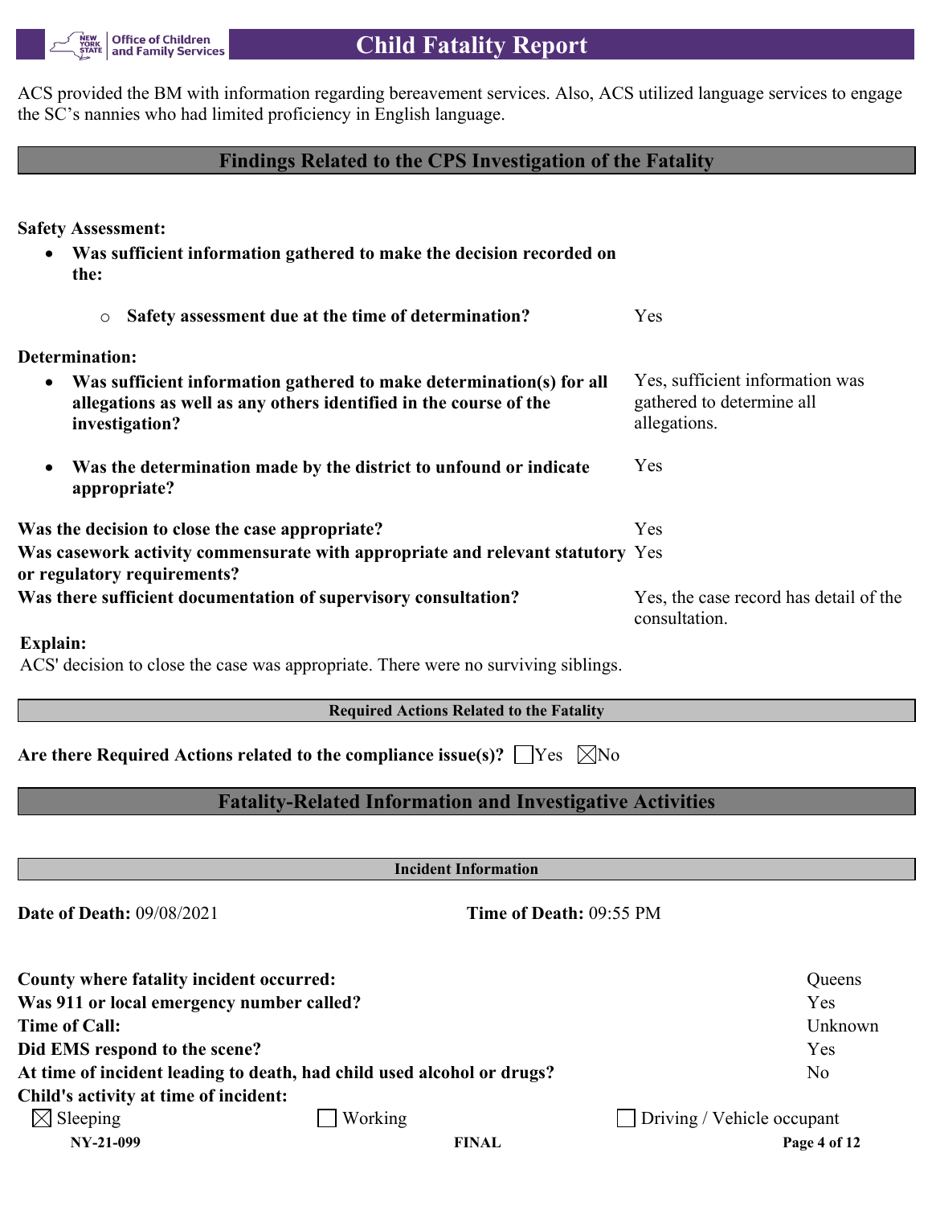ACS provided the BM with information regarding bereavement services. Also, ACS utilized language services to engage the SC's nannies who had limited proficiency in English language.

## Findings Related to the CPS Investigation of the Fatality

**Safety Assessment:**

- **Was sufficient information gathered to make the decision recorded on the:**
  - **Safety assessment due at the time of determination?** Yes

**Determination:**

- **Was sufficient information gathered to make determination(s) for all allegations as well as any others identified in the course of the investigation?** Yes, sufficient information was gathered to determine all allegations.
- **Was the determination made by the district to unfound or indicate appropriate?** Yes

**Was the decision to close the case appropriate?** Yes

**Was casework activity commensurate with appropriate and relevant statutory or regulatory requirements?** Yes

**Was there sufficient documentation of supervisory consultation?** Yes, the case record has detail of the consultation.

**Explain:**

ACS' decision to close the case was appropriate. There were no surviving siblings.

### Required Actions Related to the Fatality

**Are there Required Actions related to the compliance issue(s)?** ☐Yes ☒No

## Fatality-Related Information and Investigative Activities

### Incident Information

**Date of Death:** 09/08/2021 **Time of Death:** 09:55 PM

**County where fatality incident occurred:** Queens

**Was 911 or local emergency number called?** Yes

**Time of Call:** Unknown

**Did EMS respond to the scene?** Yes

**At time of incident leading to death, had child used alcohol or drugs?** No

**Child's activity at time of incident:**

☒ Sleeping ☐ Working ☐ Driving / Vehicle occupant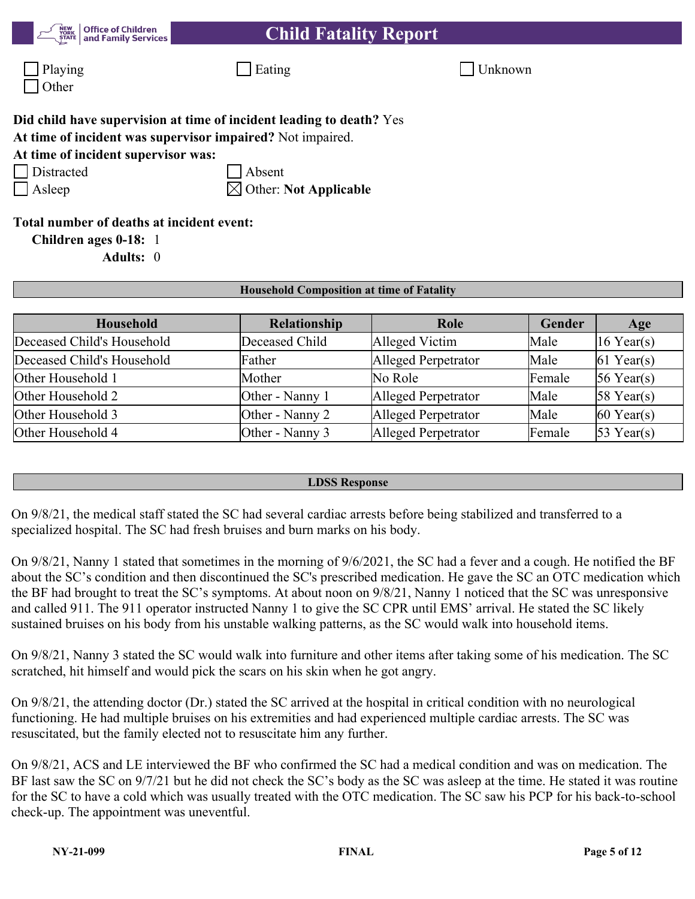☐ Playing ☐ Eating ☐ Unknown
☐ Other

**Did child have supervision at time of incident leading to death?** Yes
**At time of incident was supervisor impaired?** Not impaired.
**At time of incident supervisor was:**

☐ Distracted ☐ Absent
☐ Asleep ☒ Other: **Not Applicable**

**Total number of deaths at incident event:**
**Children ages 0-18:** 1
**Adults:** 0

**Household Composition at time of Fatality**

| Household | Relationship | Role | Gender | Age |
|---|---|---|---|---|
| Deceased Child's Household | Deceased Child | Alleged Victim | Male | 16 Year(s) |
| Deceased Child's Household | Father | Alleged Perpetrator | Male | 61 Year(s) |
| Other Household 1 | Mother | No Role | Female | 56 Year(s) |
| Other Household 2 | Other - Nanny 1 | Alleged Perpetrator | Male | 58 Year(s) |
| Other Household 3 | Other - Nanny 2 | Alleged Perpetrator | Male | 60 Year(s) |
| Other Household 4 | Other - Nanny 3 | Alleged Perpetrator | Female | 53 Year(s) |

**LDSS Response**

On 9/8/21, the medical staff stated the SC had several cardiac arrests before being stabilized and transferred to a specialized hospital. The SC had fresh bruises and burn marks on his body.

On 9/8/21, Nanny 1 stated that sometimes in the morning of 9/6/2021, the SC had a fever and a cough. He notified the BF about the SC's condition and then discontinued the SC's prescribed medication. He gave the SC an OTC medication which the BF had brought to treat the SC's symptoms. At about noon on 9/8/21, Nanny 1 noticed that the SC was unresponsive and called 911. The 911 operator instructed Nanny 1 to give the SC CPR until EMS' arrival. He stated the SC likely sustained bruises on his body from his unstable walking patterns, as the SC would walk into household items.

On 9/8/21, Nanny 3 stated the SC would walk into furniture and other items after taking some of his medication. The SC scratched, hit himself and would pick the scars on his skin when he got angry.

On 9/8/21, the attending doctor (Dr.) stated the SC arrived at the hospital in critical condition with no neurological functioning. He had multiple bruises on his extremities and had experienced multiple cardiac arrests. The SC was resuscitated, but the family elected not to resuscitate him any further.

On 9/8/21, ACS and LE interviewed the BF who confirmed the SC had a medical condition and was on medication. The BF last saw the SC on 9/7/21 but he did not check the SC's body as the SC was asleep at the time. He stated it was routine for the SC to have a cold which was usually treated with the OTC medication. The SC saw his PCP for his back-to-school check-up. The appointment was uneventful.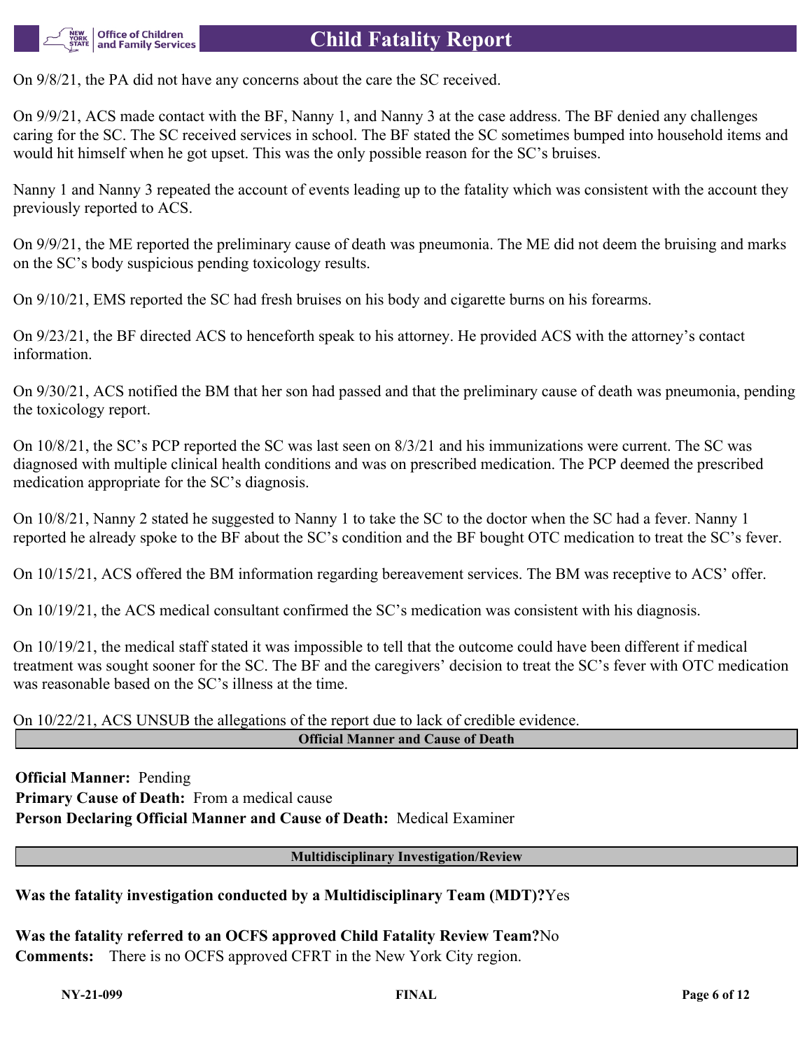On 9/8/21, the PA did not have any concerns about the care the SC received.

On 9/9/21, ACS made contact with the BF, Nanny 1, and Nanny 3 at the case address. The BF denied any challenges caring for the SC. The SC received services in school. The BF stated the SC sometimes bumped into household items and would hit himself when he got upset. This was the only possible reason for the SC's bruises.

Nanny 1 and Nanny 3 repeated the account of events leading up to the fatality which was consistent with the account they previously reported to ACS.

On 9/9/21, the ME reported the preliminary cause of death was pneumonia. The ME did not deem the bruising and marks on the SC's body suspicious pending toxicology results.

On 9/10/21, EMS reported the SC had fresh bruises on his body and cigarette burns on his forearms.

On 9/23/21, the BF directed ACS to henceforth speak to his attorney. He provided ACS with the attorney's contact information.

On 9/30/21, ACS notified the BM that her son had passed and that the preliminary cause of death was pneumonia, pending the toxicology report.

On 10/8/21, the SC's PCP reported the SC was last seen on 8/3/21 and his immunizations were current. The SC was diagnosed with multiple clinical health conditions and was on prescribed medication. The PCP deemed the prescribed medication appropriate for the SC's diagnosis.

On 10/8/21, Nanny 2 stated he suggested to Nanny 1 to take the SC to the doctor when the SC had a fever. Nanny 1 reported he already spoke to the BF about the SC's condition and the BF bought OTC medication to treat the SC's fever.

On 10/15/21, ACS offered the BM information regarding bereavement services. The BM was receptive to ACS' offer.

On 10/19/21, the ACS medical consultant confirmed the SC's medication was consistent with his diagnosis.

On 10/19/21, the medical staff stated it was impossible to tell that the outcome could have been different if medical treatment was sought sooner for the SC. The BF and the caregivers' decision to treat the SC's fever with OTC medication was reasonable based on the SC's illness at the time.

On 10/22/21, ACS UNSUB the allegations of the report due to lack of credible evidence.

## Official Manner and Cause of Death

**Official Manner:** Pending
**Primary Cause of Death:** From a medical cause
**Person Declaring Official Manner and Cause of Death:** Medical Examiner

## Multidisciplinary Investigation/Review

**Was the fatality investigation conducted by a Multidisciplinary Team (MDT)?** Yes

**Was the fatality referred to an OCFS approved Child Fatality Review Team?** No
**Comments:** There is no OCFS approved CFRT in the New York City region.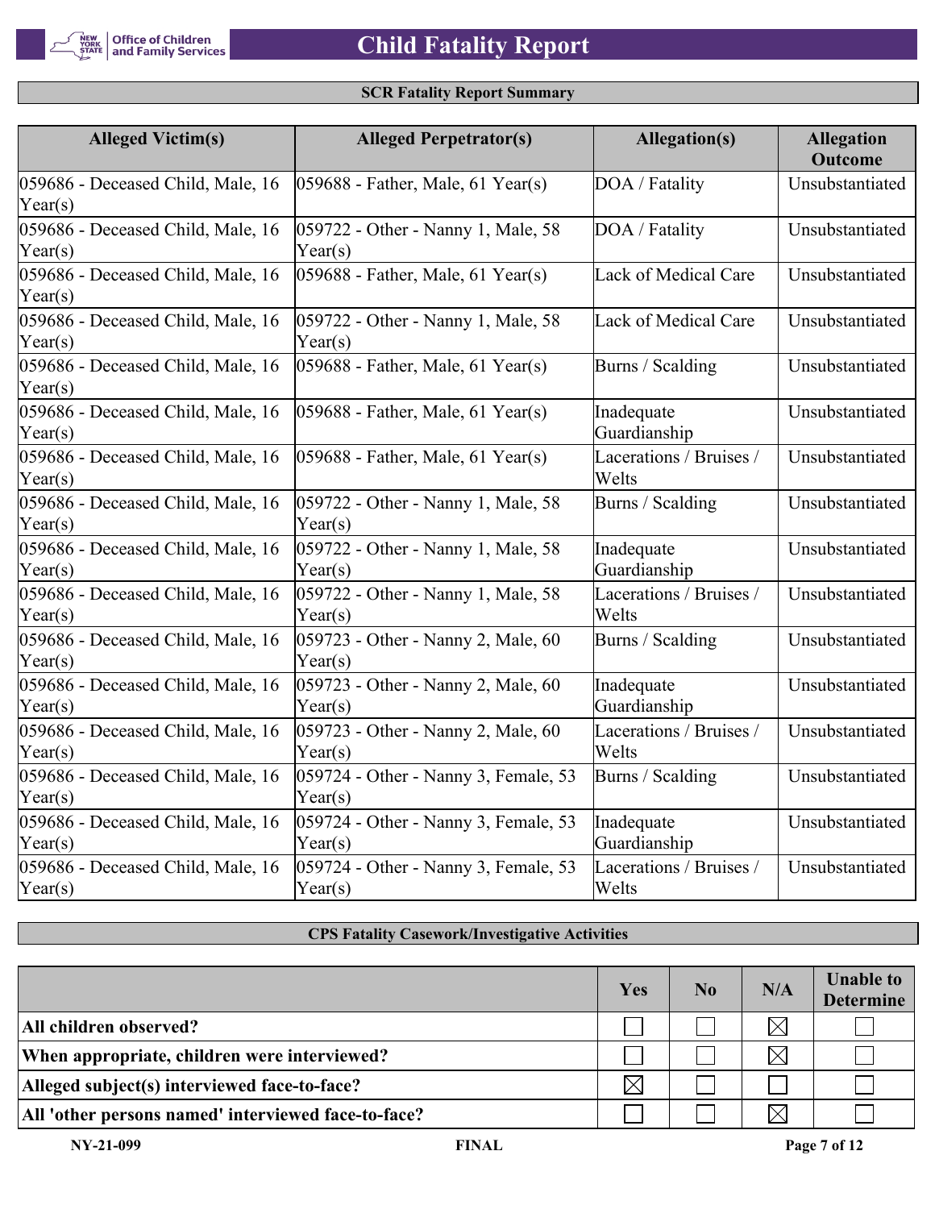## SCR Fatality Report Summary

| Alleged Victim(s) | Alleged Perpetrator(s) | Allegation(s) | Allegation Outcome |
|---|---|---|---|
| 059686 - Deceased Child, Male, 16 Year(s) | 059688 - Father, Male, 61 Year(s) | DOA / Fatality | Unsubstantiated |
| 059686 - Deceased Child, Male, 16 Year(s) | 059722 - Other - Nanny 1, Male, 58 Year(s) | DOA / Fatality | Unsubstantiated |
| 059686 - Deceased Child, Male, 16 Year(s) | 059688 - Father, Male, 61 Year(s) | Lack of Medical Care | Unsubstantiated |
| 059686 - Deceased Child, Male, 16 Year(s) | 059722 - Other - Nanny 1, Male, 58 Year(s) | Lack of Medical Care | Unsubstantiated |
| 059686 - Deceased Child, Male, 16 Year(s) | 059688 - Father, Male, 61 Year(s) | Burns / Scalding | Unsubstantiated |
| 059686 - Deceased Child, Male, 16 Year(s) | 059688 - Father, Male, 61 Year(s) | Inadequate Guardianship | Unsubstantiated |
| 059686 - Deceased Child, Male, 16 Year(s) | 059688 - Father, Male, 61 Year(s) | Lacerations / Bruises / Welts | Unsubstantiated |
| 059686 - Deceased Child, Male, 16 Year(s) | 059722 - Other - Nanny 1, Male, 58 Year(s) | Burns / Scalding | Unsubstantiated |
| 059686 - Deceased Child, Male, 16 Year(s) | 059722 - Other - Nanny 1, Male, 58 Year(s) | Inadequate Guardianship | Unsubstantiated |
| 059686 - Deceased Child, Male, 16 Year(s) | 059722 - Other - Nanny 1, Male, 58 Year(s) | Lacerations / Bruises / Welts | Unsubstantiated |
| 059686 - Deceased Child, Male, 16 Year(s) | 059723 - Other - Nanny 2, Male, 60 Year(s) | Burns / Scalding | Unsubstantiated |
| 059686 - Deceased Child, Male, 16 Year(s) | 059723 - Other - Nanny 2, Male, 60 Year(s) | Inadequate Guardianship | Unsubstantiated |
| 059686 - Deceased Child, Male, 16 Year(s) | 059723 - Other - Nanny 2, Male, 60 Year(s) | Lacerations / Bruises / Welts | Unsubstantiated |
| 059686 - Deceased Child, Male, 16 Year(s) | 059724 - Other - Nanny 3, Female, 53 Year(s) | Burns / Scalding | Unsubstantiated |
| 059686 - Deceased Child, Male, 16 Year(s) | 059724 - Other - Nanny 3, Female, 53 Year(s) | Inadequate Guardianship | Unsubstantiated |
| 059686 - Deceased Child, Male, 16 Year(s) | 059724 - Other - Nanny 3, Female, 53 Year(s) | Lacerations / Bruises / Welts | Unsubstantiated |

## CPS Fatality Casework/Investigative Activities

| | Yes | No | N/A | Unable to Determine |
|---|---|---|---|---|
| **All children observed?** | | | ☒ | |
| **When appropriate, children were interviewed?** | | | ☒ | |
| **Alleged subject(s) interviewed face-to-face?** | ☒ | | | |
| **All 'other persons named' interviewed face-to-face?** | | | ☒ | |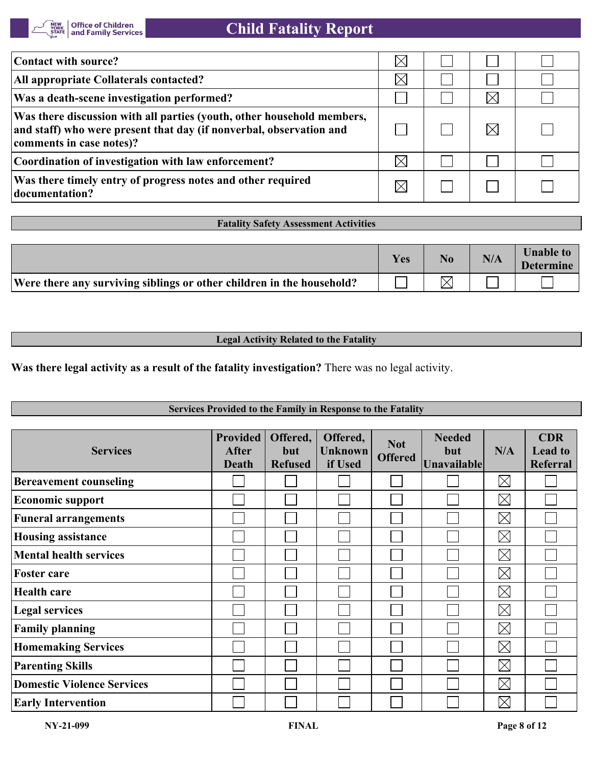| | | | | |
|---|---|---|---|---|
| **Contact with source?** | ☒ | ☐ | ☐ | ☐ |
| **All appropriate Collaterals contacted?** | ☒ | ☐ | ☐ | ☐ |
| **Was a death-scene investigation performed?** | ☐ | ☐ | ☒ | ☐ |
| **Was there discussion with all parties (youth, other household members, and staff) who were present that day (if nonverbal, observation and comments in case notes)?** | ☐ | ☐ | ☒ | ☐ |
| **Coordination of investigation with law enforcement?** | ☒ | ☐ | ☐ | ☐ |
| **Was there timely entry of progress notes and other required documentation?** | ☒ | ☐ | ☐ | ☐ |

## Fatality Safety Assessment Activities

| | Yes | No | N/A | Unable to Determine |
|---|---|---|---|---|
| **Were there any surviving siblings or other children in the household?** | ☐ | ☒ | ☐ | ☐ |

## Legal Activity Related to the Fatality

**Was there legal activity as a result of the fatality investigation?** There was no legal activity.

## Services Provided to the Family in Response to the Fatality

| Services | Provided After Death | Offered, but Refused | Offered, Unknown if Used | Not Offered | Needed but Unavailable | N/A | CDR Lead to Referral |
|---|---|---|---|---|---|---|---|
| **Bereavement counseling** | ☐ | ☐ | ☐ | ☐ | ☐ | ☒ | ☐ |
| **Economic support** | ☐ | ☐ | ☐ | ☐ | ☐ | ☒ | ☐ |
| **Funeral arrangements** | ☐ | ☐ | ☐ | ☐ | ☐ | ☒ | ☐ |
| **Housing assistance** | ☐ | ☐ | ☐ | ☐ | ☐ | ☒ | ☐ |
| **Mental health services** | ☐ | ☐ | ☐ | ☐ | ☐ | ☒ | ☐ |
| **Foster care** | ☐ | ☐ | ☐ | ☐ | ☐ | ☒ | ☐ |
| **Health care** | ☐ | ☐ | ☐ | ☐ | ☐ | ☒ | ☐ |
| **Legal services** | ☐ | ☐ | ☐ | ☐ | ☐ | ☒ | ☐ |
| **Family planning** | ☐ | ☐ | ☐ | ☐ | ☐ | ☒ | ☐ |
| **Homemaking Services** | ☐ | ☐ | ☐ | ☐ | ☐ | ☒ | ☐ |
| **Parenting Skills** | ☐ | ☐ | ☐ | ☐ | ☐ | ☒ | ☐ |
| **Domestic Violence Services** | ☐ | ☐ | ☐ | ☐ | ☐ | ☒ | ☐ |
| **Early Intervention** | ☐ | ☐ | ☐ | ☐ | ☐ | ☒ | ☐ |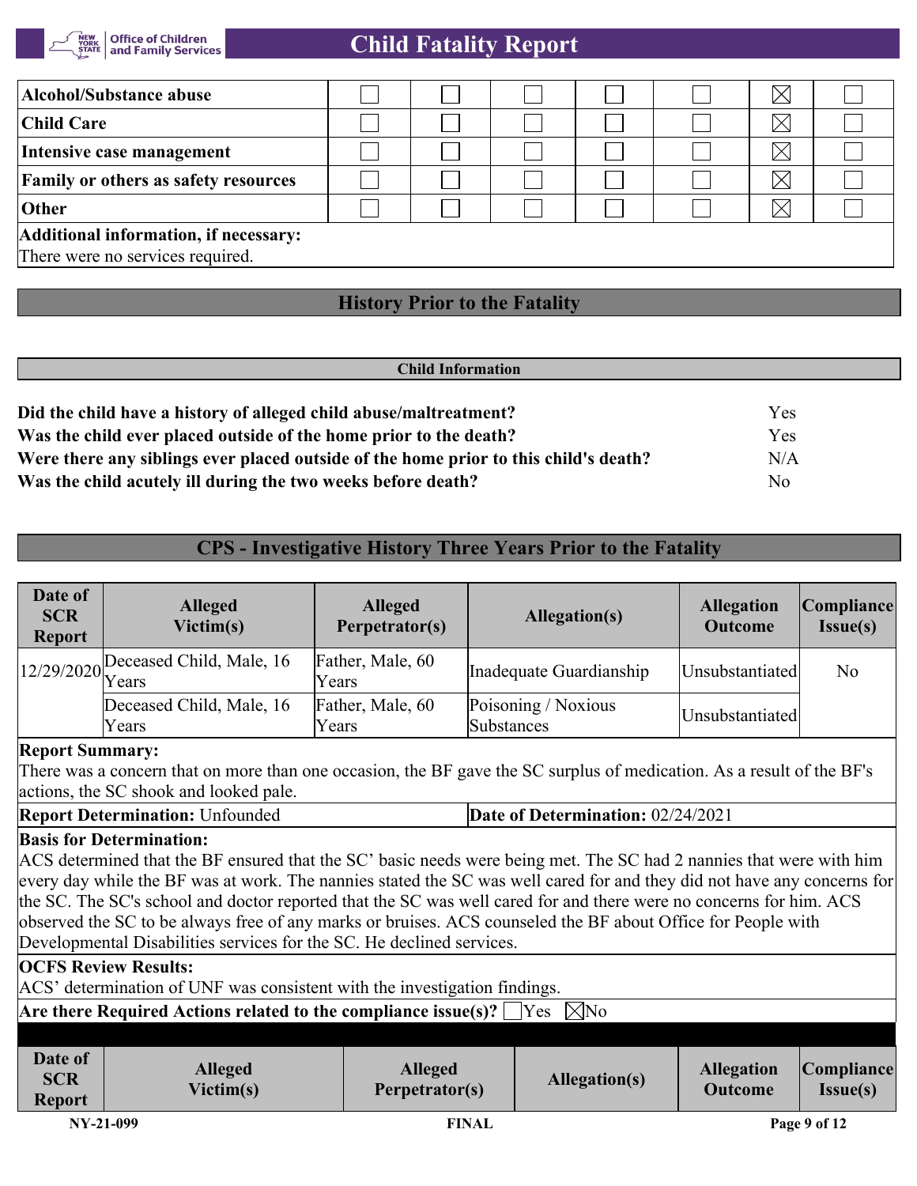| | | | | | | | |
|---|---|---|---|---|---|---|---|
| **Alcohol/Substance abuse** | ☐ | ☐ | ☐ | ☐ | ☐ | ☒ | ☐ |
| **Child Care** | ☐ | ☐ | ☐ | ☐ | ☐ | ☒ | ☐ |
| **Intensive case management** | ☐ | ☐ | ☐ | ☐ | ☐ | ☒ | ☐ |
| **Family or others as safety resources** | ☐ | ☐ | ☐ | ☐ | ☐ | ☒ | ☐ |
| **Other** | ☐ | ☐ | ☐ | ☐ | ☐ | ☒ | ☐ |

**Additional information, if necessary:**
There were no services required.

## History Prior to the Fatality

### Child Information

| | |
|---|---|
| **Did the child have a history of alleged child abuse/maltreatment?** | Yes |
| **Was the child ever placed outside of the home prior to the death?** | Yes |
| **Were there any siblings ever placed outside of the home prior to this child's death?** | N/A |
| **Was the child acutely ill during the two weeks before death?** | No |

## CPS - Investigative History Three Years Prior to the Fatality

| Date of SCR Report | Alleged Victim(s) | Alleged Perpetrator(s) | Allegation(s) | Allegation Outcome | Compliance Issue(s) |
|---|---|---|---|---|---|
| 12/29/2020 | Deceased Child, Male, 16 Years | Father, Male, 60 Years | Inadequate Guardianship | Unsubstantiated | No |
| | Deceased Child, Male, 16 Years | Father, Male, 60 Years | Poisoning / Noxious Substances | Unsubstantiated | |

**Report Summary:**
There was a concern that on more than one occasion, the BF gave the SC surplus of medication. As a result of the BF's actions, the SC shook and looked pale.

**Report Determination:** Unfounded | **Date of Determination:** 02/24/2021

**Basis for Determination:**
ACS determined that the BF ensured that the SC' basic needs were being met. The SC had 2 nannies that were with him every day while the BF was at work. The nannies stated the SC was well cared for and they did not have any concerns for the SC. The SC's school and doctor reported that the SC was well cared for and there were no concerns for him. ACS observed the SC to be always free of any marks or bruises. ACS counseled the BF about Office for People with Developmental Disabilities services for the SC. He declined services.

**OCFS Review Results:**
ACS' determination of UNF was consistent with the investigation findings.

**Are there Required Actions related to the compliance issue(s)?** ☐Yes ☒No

| Date of SCR Report | Alleged Victim(s) | Alleged Perpetrator(s) | Allegation(s) | Allegation Outcome | Compliance Issue(s) |
|---|---|---|---|---|---|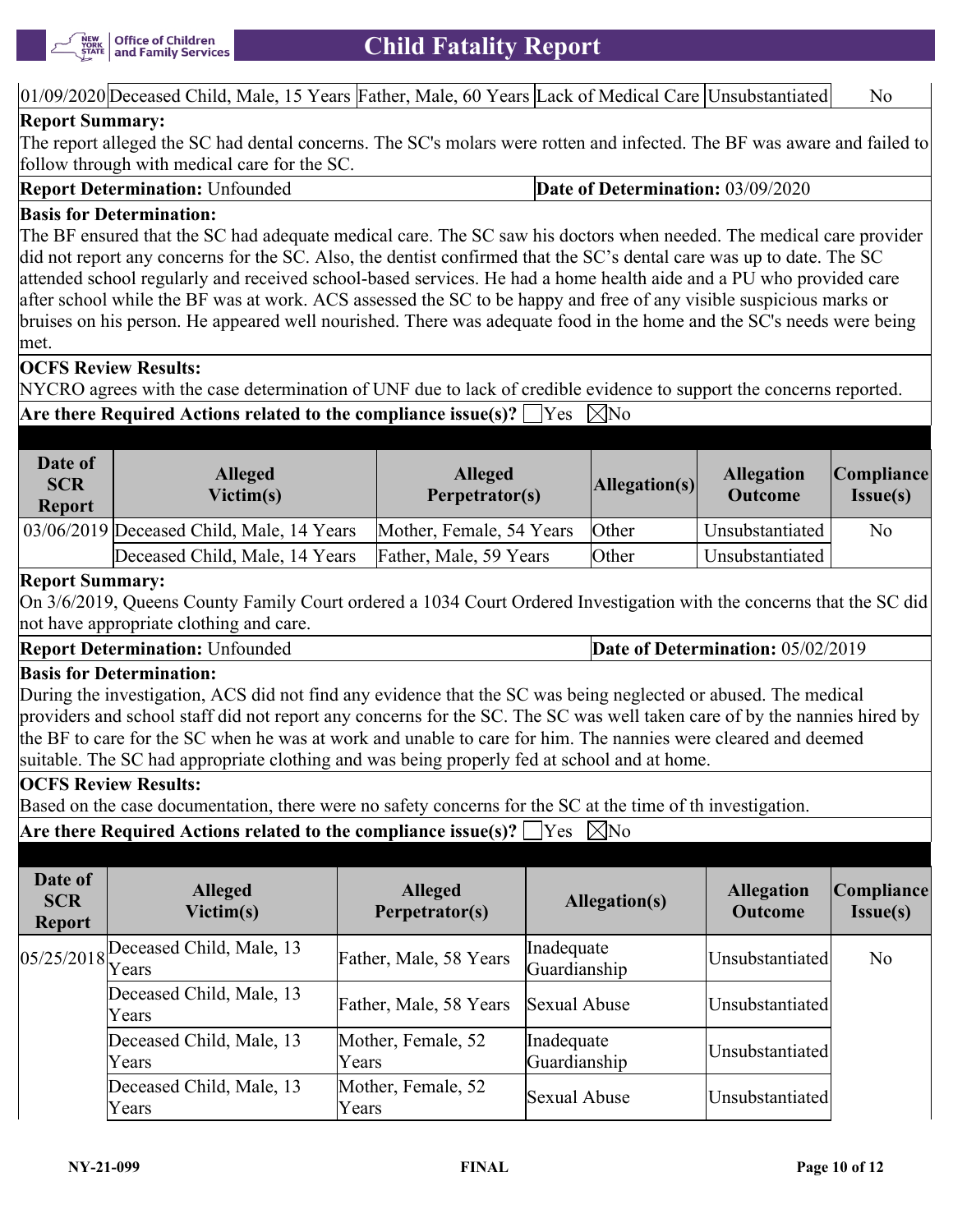| 01/09/2020 | Deceased Child, Male, 15 Years | Father, Male, 60 Years | Lack of Medical Care | Unsubstantiated | No |
|---|---|---|---|---|---|

**Report Summary:**
The report alleged the SC had dental concerns. The SC's molars were rotten and infected. The BF was aware and failed to follow through with medical care for the SC.

**Report Determination:** Unfounded | **Date of Determination:** 03/09/2020

**Basis for Determination:**
The BF ensured that the SC had adequate medical care. The SC saw his doctors when needed. The medical care provider did not report any concerns for the SC. Also, the dentist confirmed that the SC's dental care was up to date. The SC attended school regularly and received school-based services. He had a home health aide and a PU who provided care after school while the BF was at work. ACS assessed the SC to be happy and free of any visible suspicious marks or bruises on his person. He appeared well nourished. There was adequate food in the home and the SC's needs were being met.

**OCFS Review Results:**
NYCRO agrees with the case determination of UNF due to lack of credible evidence to support the concerns reported.

**Are there Required Actions related to the compliance issue(s)?** ☐ Yes ☒ No

| Date of SCR Report | Alleged Victim(s) | Alleged Perpetrator(s) | Allegation(s) | Allegation Outcome | Compliance Issue(s) |
|---|---|---|---|---|---|
| 03/06/2019 | Deceased Child, Male, 14 Years | Mother, Female, 54 Years | Other | Unsubstantiated | No |
| | Deceased Child, Male, 14 Years | Father, Male, 59 Years | Other | Unsubstantiated | |

**Report Summary:**
On 3/6/2019, Queens County Family Court ordered a 1034 Court Ordered Investigation with the concerns that the SC did not have appropriate clothing and care.

**Report Determination:** Unfounded | **Date of Determination:** 05/02/2019

**Basis for Determination:**
During the investigation, ACS did not find any evidence that the SC was being neglected or abused. The medical providers and school staff did not report any concerns for the SC. The SC was well taken care of by the nannies hired by the BF to care for the SC when he was at work and unable to care for him. The nannies were cleared and deemed suitable. The SC had appropriate clothing and was being properly fed at school and at home.

**OCFS Review Results:**
Based on the case documentation, there were no safety concerns for the SC at the time of th investigation.

**Are there Required Actions related to the compliance issue(s)?** ☐ Yes ☒ No

| Date of SCR Report | Alleged Victim(s) | Alleged Perpetrator(s) | Allegation(s) | Allegation Outcome | Compliance Issue(s) |
|---|---|---|---|---|---|
| 05/25/2018 | Deceased Child, Male, 13 Years | Father, Male, 58 Years | Inadequate Guardianship | Unsubstantiated | No |
| | Deceased Child, Male, 13 Years | Father, Male, 58 Years | Sexual Abuse | Unsubstantiated | |
| | Deceased Child, Male, 13 Years | Mother, Female, 52 Years | Inadequate Guardianship | Unsubstantiated | |
| | Deceased Child, Male, 13 Years | Mother, Female, 52 Years | Sexual Abuse | Unsubstantiated | |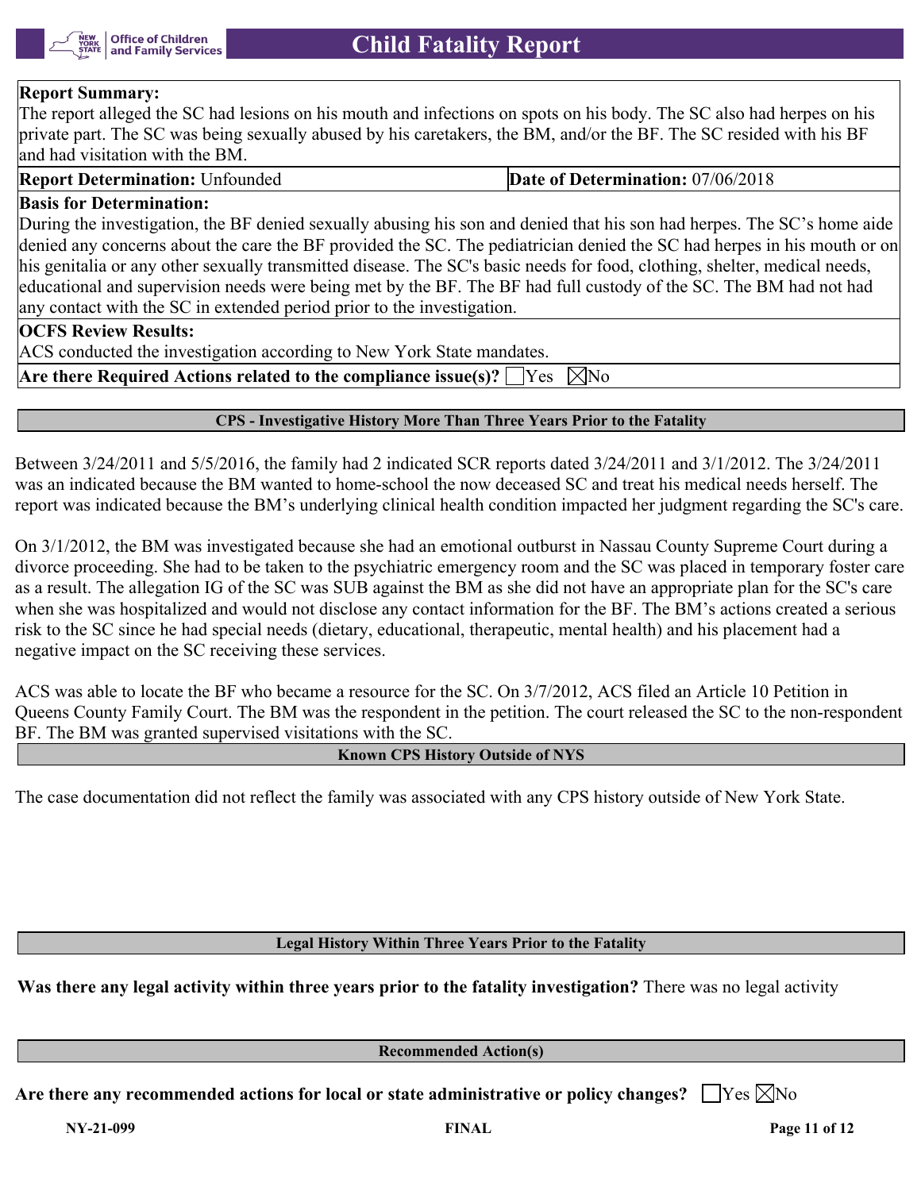**Report Summary:**
The report alleged the SC had lesions on his mouth and infections on spots on his body. The SC also had herpes on his private part. The SC was being sexually abused by his caretakers, the BM, and/or the BF. The SC resided with his BF and had visitation with the BM.

| **Report Determination:** Unfounded | **Date of Determination:** 07/06/2018 |
|---|---|

**Basis for Determination:**
During the investigation, the BF denied sexually abusing his son and denied that his son had herpes. The SC's home aide denied any concerns about the care the BF provided the SC. The pediatrician denied the SC had herpes in his mouth or on his genitalia or any other sexually transmitted disease. The SC's basic needs for food, clothing, shelter, medical needs, educational and supervision needs were being met by the BF. The BF had full custody of the SC. The BM had not had any contact with the SC in extended period prior to the investigation.

**OCFS Review Results:**
ACS conducted the investigation according to New York State mandates.

**Are there Required Actions related to the compliance issue(s)?** ☐Yes ☒No

## CPS - Investigative History More Than Three Years Prior to the Fatality

Between 3/24/2011 and 5/5/2016, the family had 2 indicated SCR reports dated 3/24/2011 and 3/1/2012. The 3/24/2011 was an indicated because the BM wanted to home-school the now deceased SC and treat his medical needs herself. The report was indicated because the BM's underlying clinical health condition impacted her judgment regarding the SC's care.

On 3/1/2012, the BM was investigated because she had an emotional outburst in Nassau County Supreme Court during a divorce proceeding. She had to be taken to the psychiatric emergency room and the SC was placed in temporary foster care as a result. The allegation IG of the SC was SUB against the BM as she did not have an appropriate plan for the SC's care when she was hospitalized and would not disclose any contact information for the BF. The BM's actions created a serious risk to the SC since he had special needs (dietary, educational, therapeutic, mental health) and his placement had a negative impact on the SC receiving these services.

ACS was able to locate the BF who became a resource for the SC. On 3/7/2012, ACS filed an Article 10 Petition in Queens County Family Court. The BM was the respondent in the petition. The court released the SC to the non-respondent BF. The BM was granted supervised visitations with the SC.

## Known CPS History Outside of NYS

The case documentation did not reflect the family was associated with any CPS history outside of New York State.

## Legal History Within Three Years Prior to the Fatality

**Was there any legal activity within three years prior to the fatality investigation?** There was no legal activity

## Recommended Action(s)

**Are there any recommended actions for local or state administrative or policy changes?** ☐Yes ☒No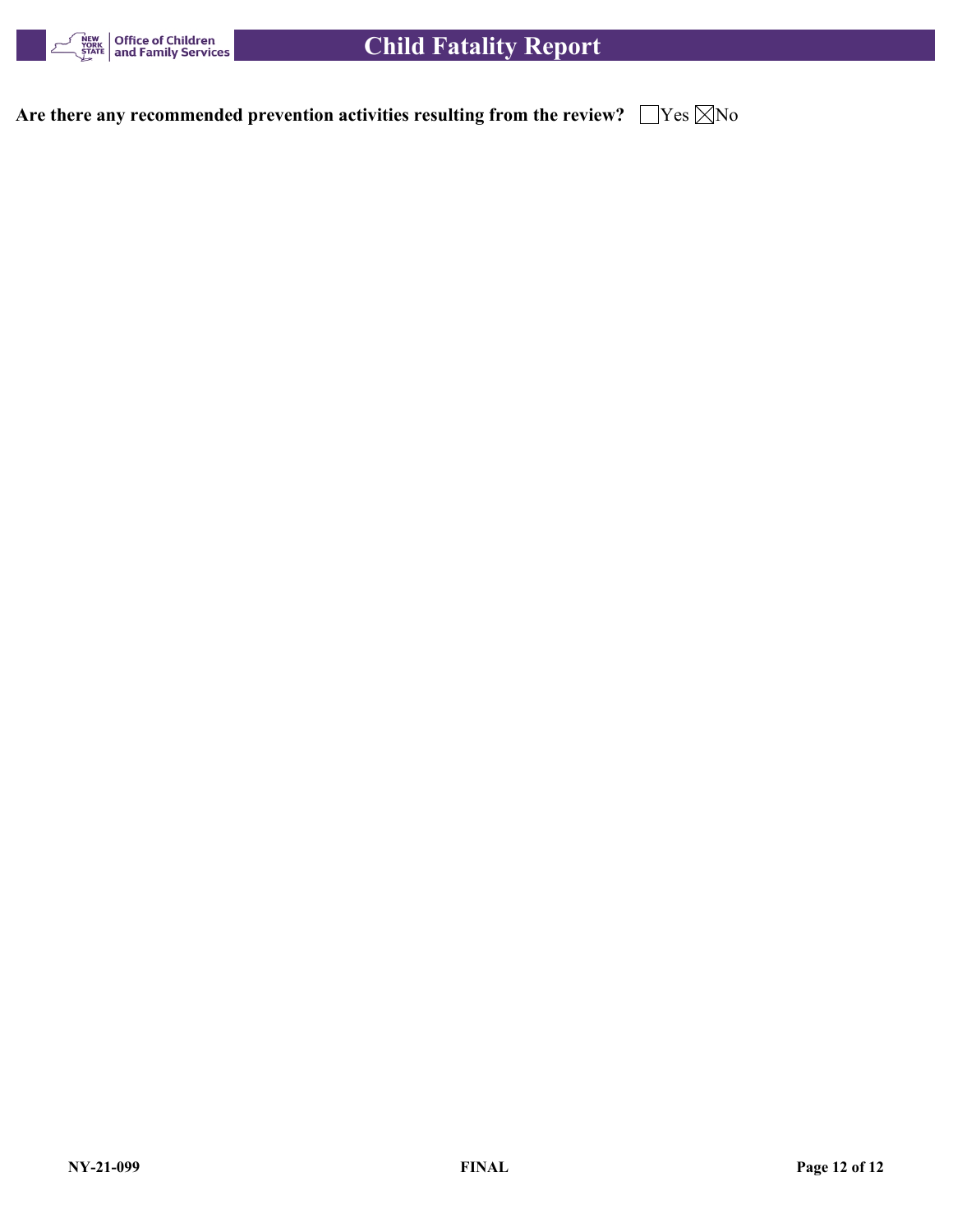**Are there any recommended prevention activities resulting from the review?** ☐Yes ☒No